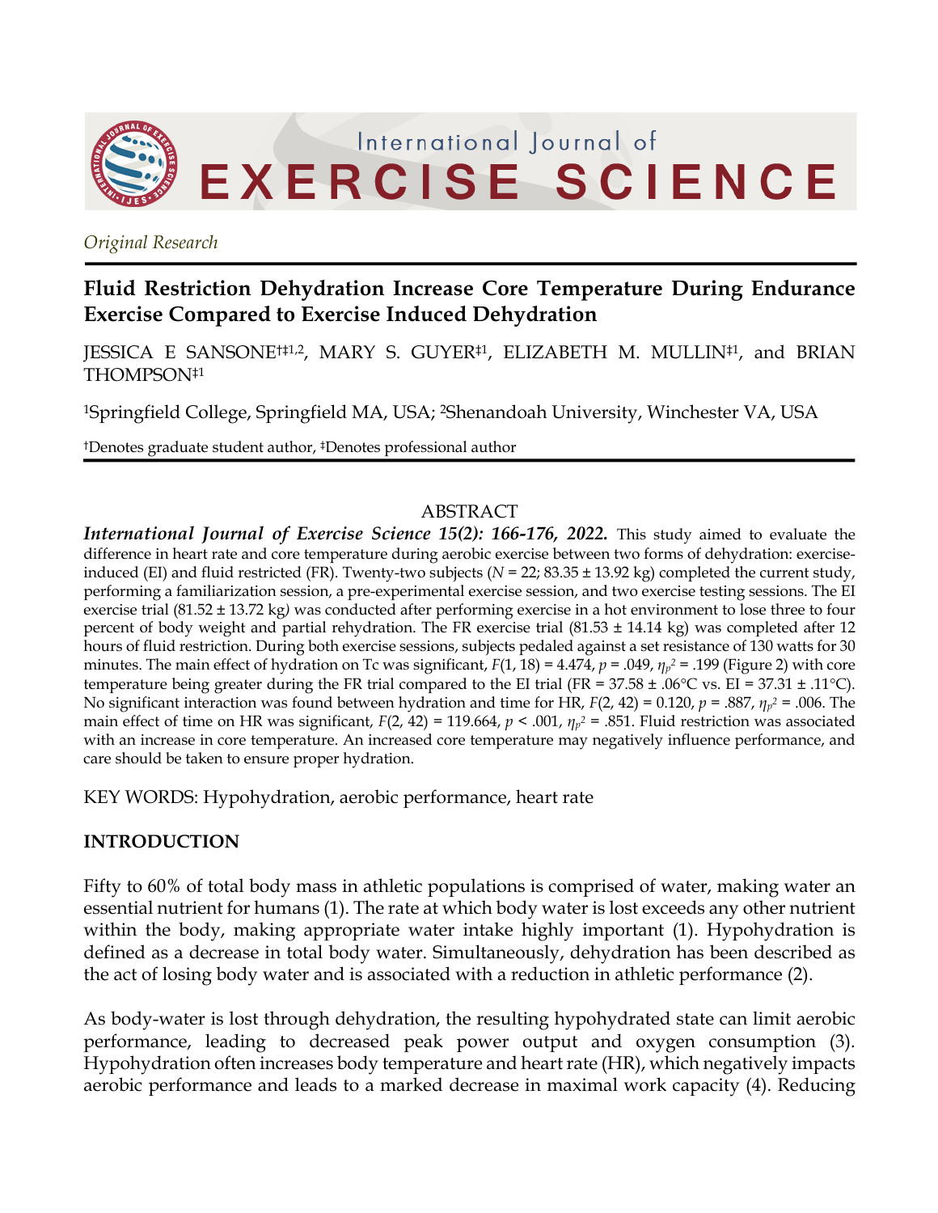*Original Research*

# Fluid Restriction Dehydration Increase Core Temperature During Endurance Exercise Compared to Exercise Induced Dehydration

JESSICA E SANSONE[†‡1,2], MARY S. GUYER[‡1], ELIZABETH M. MULLIN[‡1], and BRIAN THOMPSON[‡1]

[1]Springfield College, Springfield MA, USA; [2]Shenandoah University, Winchester VA, USA

[†]Denotes graduate student author, [‡]Denotes professional author

## ABSTRACT

***International Journal of Exercise Science 15(2): 166-176, 2022.*** This study aimed to evaluate the difference in heart rate and core temperature during aerobic exercise between two forms of dehydration: exercise-induced (EI) and fluid restricted (FR). Twenty-two subjects (*N* = 22; 83.35 ± 13.92 kg) completed the current study, performing a familiarization session, a pre-experimental exercise session, and two exercise testing sessions. The EI exercise trial (81.52 ± 13.72 kg) was conducted after performing exercise in a hot environment to lose three to four percent of body weight and partial rehydration. The FR exercise trial (81.53 ± 14.14 kg) was completed after 12 hours of fluid restriction. During both exercise sessions, subjects pedaled against a set resistance of 130 watts for 30 minutes. The main effect of hydration on Tc was significant, $F(1, 18) = 4.474$, $p = .049$, $\eta_p^2 = .199$ (Figure 2) with core temperature being greater during the FR trial compared to the EI trial (FR = 37.58 ± .06°C vs. EI = 37.31 ± .11°C). No significant interaction was found between hydration and time for HR, $F(2, 42) = 0.120$, $p = .887$, $\eta_p^2 = .006$. The main effect of time on HR was significant, $F(2, 42) = 119.664$, $p < .001$, $\eta_p^2 = .851$. Fluid restriction was associated with an increase in core temperature. An increased core temperature may negatively influence performance, and care should be taken to ensure proper hydration.

KEY WORDS: Hypohydration, aerobic performance, heart rate

## INTRODUCTION

Fifty to 60% of total body mass in athletic populations is comprised of water, making water an essential nutrient for humans (1). The rate at which body water is lost exceeds any other nutrient within the body, making appropriate water intake highly important (1). Hypohydration is defined as a decrease in total body water. Simultaneously, dehydration has been described as the act of losing body water and is associated with a reduction in athletic performance (2).

As body-water is lost through dehydration, the resulting hypohydrated state can limit aerobic performance, leading to decreased peak power output and oxygen consumption (3). Hypohydration often increases body temperature and heart rate (HR), which negatively impacts aerobic performance and leads to a marked decrease in maximal work capacity (4). Reducing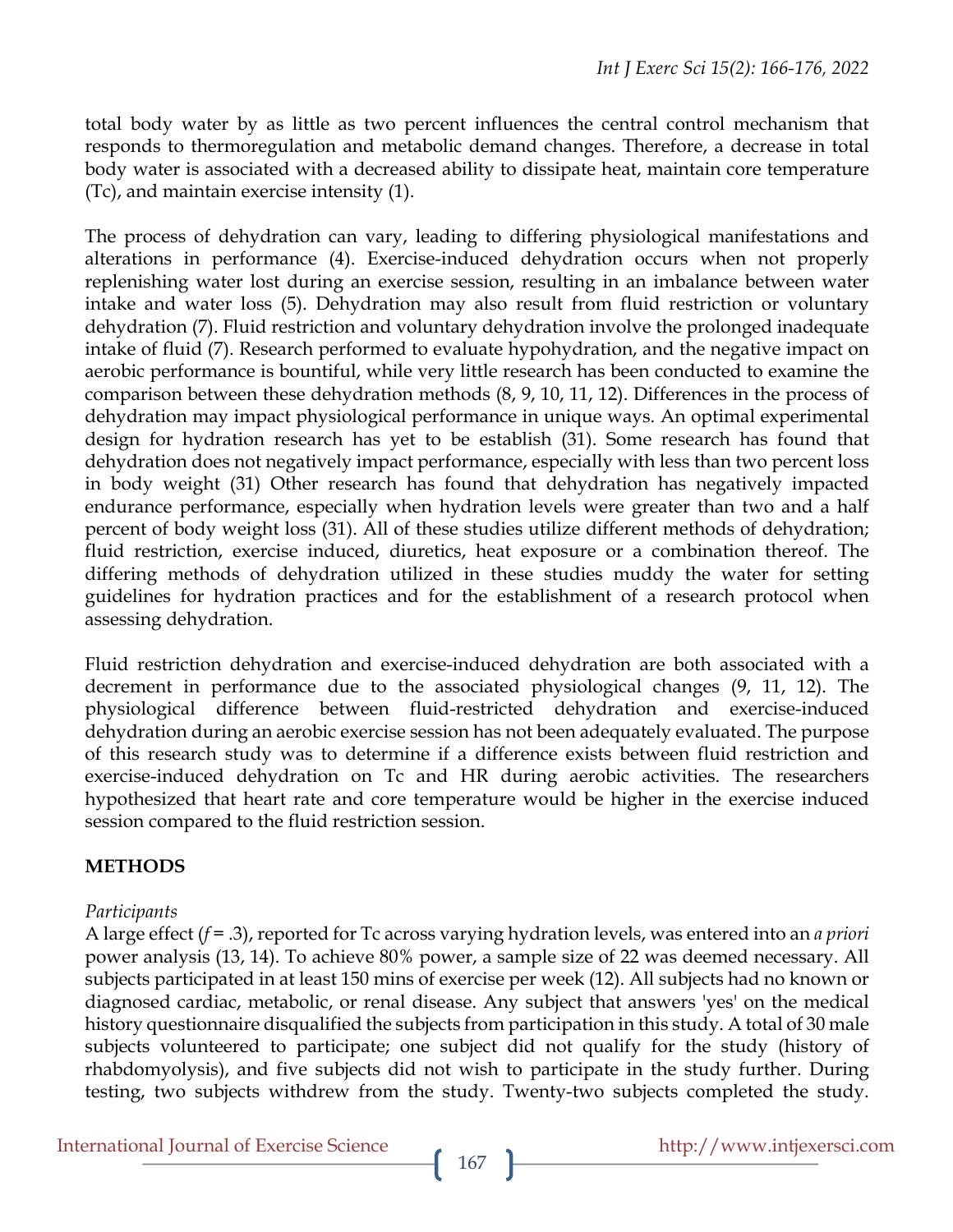total body water by as little as two percent influences the central control mechanism that responds to thermoregulation and metabolic demand changes. Therefore, a decrease in total body water is associated with a decreased ability to dissipate heat, maintain core temperature (Tc), and maintain exercise intensity (1).

The process of dehydration can vary, leading to differing physiological manifestations and alterations in performance (4). Exercise-induced dehydration occurs when not properly replenishing water lost during an exercise session, resulting in an imbalance between water intake and water loss (5). Dehydration may also result from fluid restriction or voluntary dehydration (7). Fluid restriction and voluntary dehydration involve the prolonged inadequate intake of fluid (7). Research performed to evaluate hypohydration, and the negative impact on aerobic performance is bountiful, while very little research has been conducted to examine the comparison between these dehydration methods (8, 9, 10, 11, 12). Differences in the process of dehydration may impact physiological performance in unique ways. An optimal experimental design for hydration research has yet to be establish (31). Some research has found that dehydration does not negatively impact performance, especially with less than two percent loss in body weight (31) Other research has found that dehydration has negatively impacted endurance performance, especially when hydration levels were greater than two and a half percent of body weight loss (31). All of these studies utilize different methods of dehydration; fluid restriction, exercise induced, diuretics, heat exposure or a combination thereof. The differing methods of dehydration utilized in these studies muddy the water for setting guidelines for hydration practices and for the establishment of a research protocol when assessing dehydration.

Fluid restriction dehydration and exercise-induced dehydration are both associated with a decrement in performance due to the associated physiological changes (9, 11, 12). The physiological difference between fluid-restricted dehydration and exercise-induced dehydration during an aerobic exercise session has not been adequately evaluated. The purpose of this research study was to determine if a difference exists between fluid restriction and exercise-induced dehydration on Tc and HR during aerobic activities. The researchers hypothesized that heart rate and core temperature would be higher in the exercise induced session compared to the fluid restriction session.

## METHODS

*Participants*

A large effect ($f = .3$), reported for Tc across varying hydration levels, was entered into an *a priori* power analysis (13, 14). To achieve 80% power, a sample size of 22 was deemed necessary. All subjects participated in at least 150 mins of exercise per week (12). All subjects had no known or diagnosed cardiac, metabolic, or renal disease. Any subject that answers 'yes' on the medical history questionnaire disqualified the subjects from participation in this study. A total of 30 male subjects volunteered to participate; one subject did not qualify for the study (history of rhabdomyolysis), and five subjects did not wish to participate in the study further. During testing, two subjects withdrew from the study. Twenty-two subjects completed the study.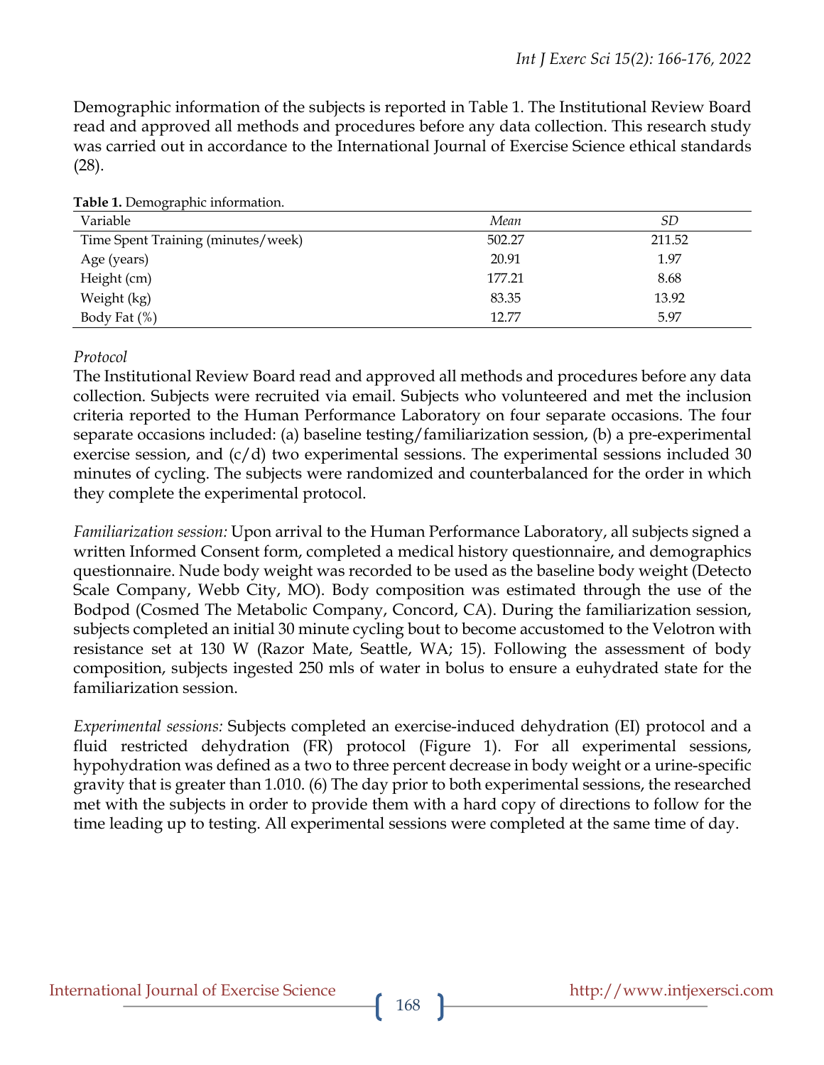Demographic information of the subjects is reported in Table 1. The Institutional Review Board read and approved all methods and procedures before any data collection. This research study was carried out in accordance to the International Journal of Exercise Science ethical standards (28).

**Table 1.** Demographic information.

| Variable | *Mean* | *SD* |
|---|---|---|
| Time Spent Training (minutes/week) | 502.27 | 211.52 |
| Age (years) | 20.91 | 1.97 |
| Height (cm) | 177.21 | 8.68 |
| Weight (kg) | 83.35 | 13.92 |
| Body Fat (%) | 12.77 | 5.97 |

*Protocol*

The Institutional Review Board read and approved all methods and procedures before any data collection. Subjects were recruited via email. Subjects who volunteered and met the inclusion criteria reported to the Human Performance Laboratory on four separate occasions. The four separate occasions included: (a) baseline testing/familiarization session, (b) a pre-experimental exercise session, and (c/d) two experimental sessions. The experimental sessions included 30 minutes of cycling. The subjects were randomized and counterbalanced for the order in which they complete the experimental protocol.

*Familiarization session:* Upon arrival to the Human Performance Laboratory, all subjects signed a written Informed Consent form, completed a medical history questionnaire, and demographics questionnaire. Nude body weight was recorded to be used as the baseline body weight (Detecto Scale Company, Webb City, MO). Body composition was estimated through the use of the Bodpod (Cosmed The Metabolic Company, Concord, CA). During the familiarization session, subjects completed an initial 30 minute cycling bout to become accustomed to the Velotron with resistance set at 130 W (Razor Mate, Seattle, WA; 15). Following the assessment of body composition, subjects ingested 250 mls of water in bolus to ensure a euhydrated state for the familiarization session.

*Experimental sessions:* Subjects completed an exercise-induced dehydration (EI) protocol and a fluid restricted dehydration (FR) protocol (Figure 1). For all experimental sessions, hypohydration was defined as a two to three percent decrease in body weight or a urine-specific gravity that is greater than 1.010. (6) The day prior to both experimental sessions, the researched met with the subjects in order to provide them with a hard copy of directions to follow for the time leading up to testing. All experimental sessions were completed at the same time of day.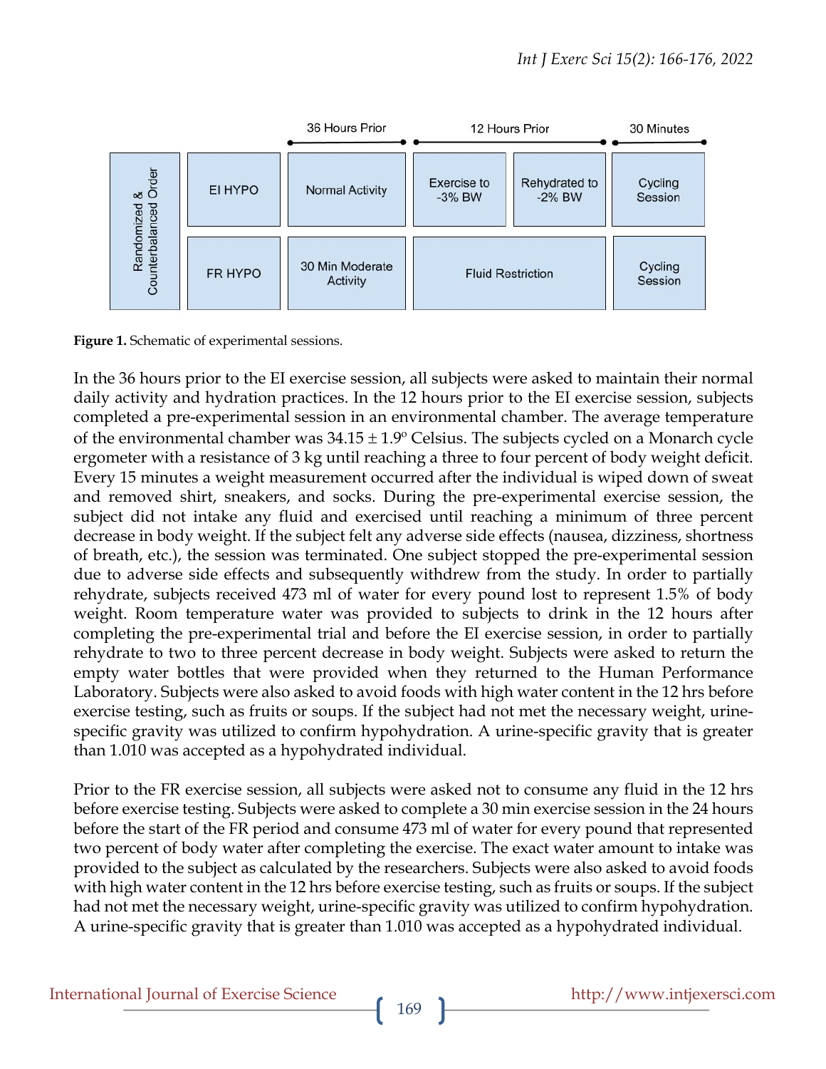| Randomized & Counterbalanced Order | | 36 Hours Prior | 12 Hours Prior | | 30 Minutes |
|---|---|---|---|---|---|
| | EI HYPO | Normal Activity | Exercise to -3% BW | Rehydrated to -2% BW | Cycling Session |
| | FR HYPO | 30 Min Moderate Activity | Fluid Restriction | | Cycling Session |

**Figure 1.** Schematic of experimental sessions.

In the 36 hours prior to the EI exercise session, all subjects were asked to maintain their normal daily activity and hydration practices. In the 12 hours prior to the EI exercise session, subjects completed a pre-experimental session in an environmental chamber. The average temperature of the environmental chamber was 34.15 ± 1.9º Celsius. The subjects cycled on a Monarch cycle ergometer with a resistance of 3 kg until reaching a three to four percent of body weight deficit. Every 15 minutes a weight measurement occurred after the individual is wiped down of sweat and removed shirt, sneakers, and socks. During the pre-experimental exercise session, the subject did not intake any fluid and exercised until reaching a minimum of three percent decrease in body weight. If the subject felt any adverse side effects (nausea, dizziness, shortness of breath, etc.), the session was terminated. One subject stopped the pre-experimental session due to adverse side effects and subsequently withdrew from the study. In order to partially rehydrate, subjects received 473 ml of water for every pound lost to represent 1.5% of body weight. Room temperature water was provided to subjects to drink in the 12 hours after completing the pre-experimental trial and before the EI exercise session, in order to partially rehydrate to two to three percent decrease in body weight. Subjects were asked to return the empty water bottles that were provided when they returned to the Human Performance Laboratory. Subjects were also asked to avoid foods with high water content in the 12 hrs before exercise testing, such as fruits or soups. If the subject had not met the necessary weight, urine-specific gravity was utilized to confirm hypohydration. A urine-specific gravity that is greater than 1.010 was accepted as a hypohydrated individual.

Prior to the FR exercise session, all subjects were asked not to consume any fluid in the 12 hrs before exercise testing. Subjects were asked to complete a 30 min exercise session in the 24 hours before the start of the FR period and consume 473 ml of water for every pound that represented two percent of body water after completing the exercise. The exact water amount to intake was provided to the subject as calculated by the researchers. Subjects were also asked to avoid foods with high water content in the 12 hrs before exercise testing, such as fruits or soups. If the subject had not met the necessary weight, urine-specific gravity was utilized to confirm hypohydration. A urine-specific gravity that is greater than 1.010 was accepted as a hypohydrated individual.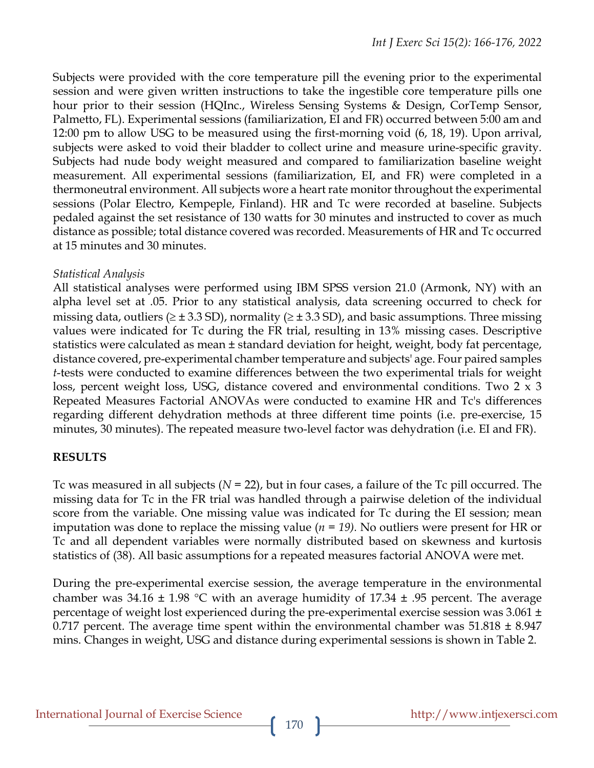Subjects were provided with the core temperature pill the evening prior to the experimental session and were given written instructions to take the ingestible core temperature pills one hour prior to their session (HQInc., Wireless Sensing Systems & Design, CorTemp Sensor, Palmetto, FL). Experimental sessions (familiarization, EI and FR) occurred between 5:00 am and 12:00 pm to allow USG to be measured using the first-morning void (6, 18, 19). Upon arrival, subjects were asked to void their bladder to collect urine and measure urine-specific gravity. Subjects had nude body weight measured and compared to familiarization baseline weight measurement. All experimental sessions (familiarization, EI, and FR) were completed in a thermoneutral environment. All subjects wore a heart rate monitor throughout the experimental sessions (Polar Electro, Kempeple, Finland). HR and Tc were recorded at baseline. Subjects pedaled against the set resistance of 130 watts for 30 minutes and instructed to cover as much distance as possible; total distance covered was recorded. Measurements of HR and Tc occurred at 15 minutes and 30 minutes.

*Statistical Analysis*

All statistical analyses were performed using IBM SPSS version 21.0 (Armonk, NY) with an alpha level set at .05. Prior to any statistical analysis, data screening occurred to check for missing data, outliers (≥ ± 3.3 SD), normality (≥ ± 3.3 SD), and basic assumptions. Three missing values were indicated for Tc during the FR trial, resulting in 13% missing cases. Descriptive statistics were calculated as mean ± standard deviation for height, weight, body fat percentage, distance covered, pre-experimental chamber temperature and subjects' age. Four paired samples *t*-tests were conducted to examine differences between the two experimental trials for weight loss, percent weight loss, USG, distance covered and environmental conditions. Two 2 x 3 Repeated Measures Factorial ANOVAs were conducted to examine HR and Tc's differences regarding different dehydration methods at three different time points (i.e. pre-exercise, 15 minutes, 30 minutes). The repeated measure two-level factor was dehydration (i.e. EI and FR).

## RESULTS

Tc was measured in all subjects ($N$ = 22), but in four cases, a failure of the Tc pill occurred. The missing data for Tc in the FR trial was handled through a pairwise deletion of the individual score from the variable. One missing value was indicated for Tc during the EI session; mean imputation was done to replace the missing value ($n = 19$). No outliers were present for HR or Tc and all dependent variables were normally distributed based on skewness and kurtosis statistics of (38). All basic assumptions for a repeated measures factorial ANOVA were met.

During the pre-experimental exercise session, the average temperature in the environmental chamber was 34.16 ± 1.98 °C with an average humidity of 17.34 ± .95 percent. The average percentage of weight lost experienced during the pre-experimental exercise session was 3.061 ± 0.717 percent. The average time spent within the environmental chamber was 51.818 ± 8.947 mins. Changes in weight, USG and distance during experimental sessions is shown in Table 2.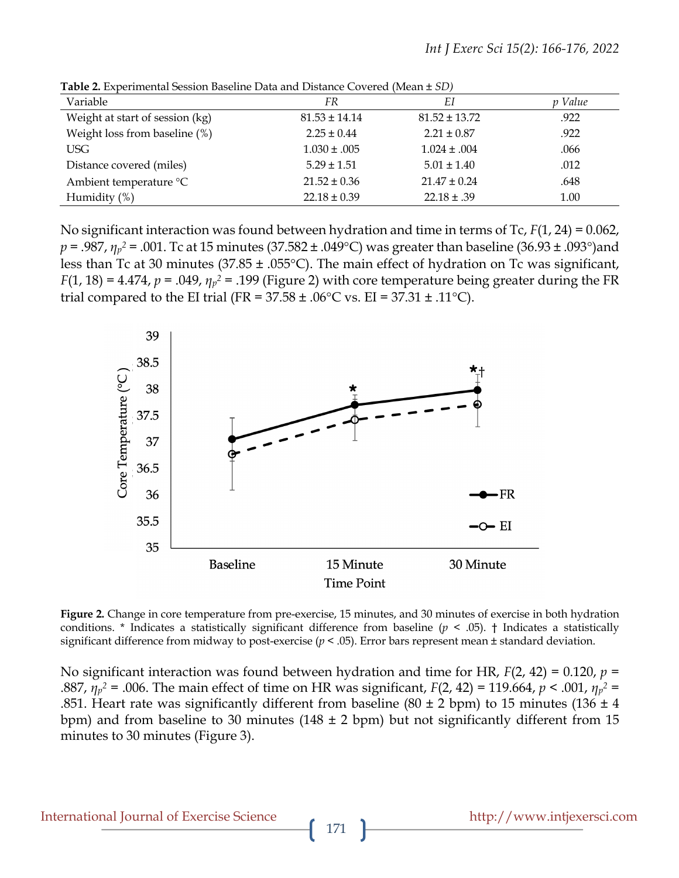**Table 2.** Experimental Session Baseline Data and Distance Covered (Mean ± *SD)*

| Variable | *FR* | *EI* | *p Value* |
|---|---|---|---|
| Weight at start of session (kg) | 81.53 ± 14.14 | 81.52 ± 13.72 | .922 |
| Weight loss from baseline (%) | 2.25 ± 0.44 | 2.21 ± 0.87 | .922 |
| USG | 1.030 ± .005 | 1.024 ± .004 | .066 |
| Distance covered (miles) | 5.29 ± 1.51 | 5.01 ± 1.40 | .012 |
| Ambient temperature °C | 21.52 ± 0.36 | 21.47 ± 0.24 | .648 |
| Humidity (%) | 22.18 ± 0.39 | 22.18 ± .39 | 1.00 |

No significant interaction was found between hydration and time in terms of Tc, $F(1, 24) = 0.062$, $p = .987$, $\eta_p^2 = .001$. Tc at 15 minutes (37.582 ± .049°C) was greater than baseline (36.93 ± .093°)and less than Tc at 30 minutes (37.85 ± .055°C). The main effect of hydration on Tc was significant, $F(1, 18) = 4.474$, $p = .049$, $\eta_p^2 = .199$ (Figure 2) with core temperature being greater during the FR trial compared to the EI trial (FR = 37.58 ± .06°C vs. EI = 37.31 ± .11°C).

**Figure 2.** Change in core temperature from pre-exercise, 15 minutes, and 30 minutes of exercise in both hydration conditions. * Indicates a statistically significant difference from baseline ($p < .05$). † Indicates a statistically significant difference from midway to post-exercise ($p < .05$). Error bars represent mean ± standard deviation.

No significant interaction was found between hydration and time for HR, $F(2, 42) = 0.120$, $p = .887$, $\eta_p^2 = .006$. The main effect of time on HR was significant, $F(2, 42) = 119.664$, $p < .001$, $\eta_p^2 = .851$. Heart rate was significantly different from baseline (80 ± 2 bpm) to 15 minutes (136 ± 4 bpm) and from baseline to 30 minutes (148 ± 2 bpm) but not significantly different from 15 minutes to 30 minutes (Figure 3).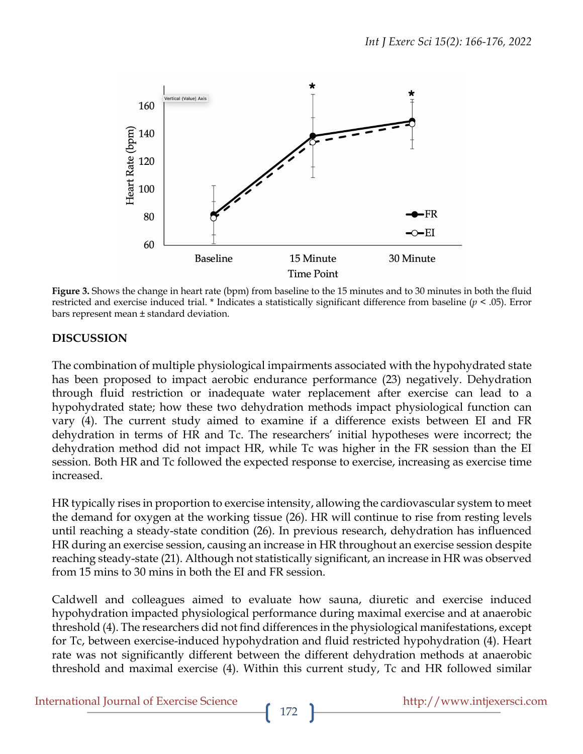**Figure 3.** Shows the change in heart rate (bpm) from baseline to the 15 minutes and to 30 minutes in both the fluid restricted and exercise induced trial. * Indicates a statistically significant difference from baseline ($p < .05$). Error bars represent mean ± standard deviation.

## DISCUSSION

The combination of multiple physiological impairments associated with the hypohydrated state has been proposed to impact aerobic endurance performance (23) negatively. Dehydration through fluid restriction or inadequate water replacement after exercise can lead to a hypohydrated state; how these two dehydration methods impact physiological function can vary (4). The current study aimed to examine if a difference exists between EI and FR dehydration in terms of HR and Tc. The researchers' initial hypotheses were incorrect; the dehydration method did not impact HR, while Tc was higher in the FR session than the EI session. Both HR and Tc followed the expected response to exercise, increasing as exercise time increased.

HR typically rises in proportion to exercise intensity, allowing the cardiovascular system to meet the demand for oxygen at the working tissue (26). HR will continue to rise from resting levels until reaching a steady-state condition (26). In previous research, dehydration has influenced HR during an exercise session, causing an increase in HR throughout an exercise session despite reaching steady-state (21). Although not statistically significant, an increase in HR was observed from 15 mins to 30 mins in both the EI and FR session.

Caldwell and colleagues aimed to evaluate how sauna, diuretic and exercise induced hypohydration impacted physiological performance during maximal exercise and at anaerobic threshold (4). The researchers did not find differences in the physiological manifestations, except for Tc, between exercise-induced hypohydration and fluid restricted hypohydration (4). Heart rate was not significantly different between the different dehydration methods at anaerobic threshold and maximal exercise (4). Within this current study, Tc and HR followed similar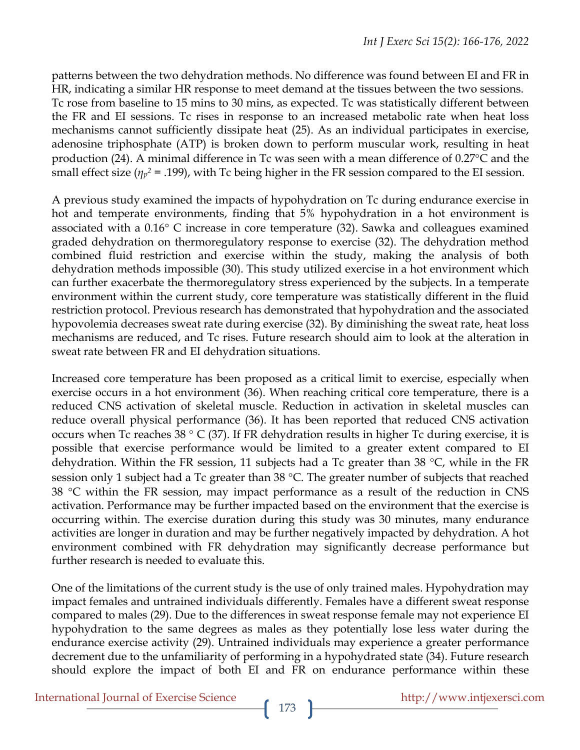patterns between the two dehydration methods. No difference was found between EI and FR in HR, indicating a similar HR response to meet demand at the tissues between the two sessions. Tc rose from baseline to 15 mins to 30 mins, as expected. Tc was statistically different between the FR and EI sessions. Tc rises in response to an increased metabolic rate when heat loss mechanisms cannot sufficiently dissipate heat (25). As an individual participates in exercise, adenosine triphosphate (ATP) is broken down to perform muscular work, resulting in heat production (24). A minimal difference in Tc was seen with a mean difference of 0.27°C and the small effect size ($\eta_p^2$ = .199), with Tc being higher in the FR session compared to the EI session.

A previous study examined the impacts of hypohydration on Tc during endurance exercise in hot and temperate environments, finding that 5% hypohydration in a hot environment is associated with a 0.16° C increase in core temperature (32). Sawka and colleagues examined graded dehydration on thermoregulatory response to exercise (32). The dehydration method combined fluid restriction and exercise within the study, making the analysis of both dehydration methods impossible (30). This study utilized exercise in a hot environment which can further exacerbate the thermoregulatory stress experienced by the subjects. In a temperate environment within the current study, core temperature was statistically different in the fluid restriction protocol. Previous research has demonstrated that hypohydration and the associated hypovolemia decreases sweat rate during exercise (32). By diminishing the sweat rate, heat loss mechanisms are reduced, and Tc rises. Future research should aim to look at the alteration in sweat rate between FR and EI dehydration situations.

Increased core temperature has been proposed as a critical limit to exercise, especially when exercise occurs in a hot environment (36). When reaching critical core temperature, there is a reduced CNS activation of skeletal muscle. Reduction in activation in skeletal muscles can reduce overall physical performance (36). It has been reported that reduced CNS activation occurs when Tc reaches 38 ° C (37). If FR dehydration results in higher Tc during exercise, it is possible that exercise performance would be limited to a greater extent compared to EI dehydration. Within the FR session, 11 subjects had a Tc greater than 38 °C, while in the FR session only 1 subject had a Tc greater than 38 °C. The greater number of subjects that reached 38 °C within the FR session, may impact performance as a result of the reduction in CNS activation. Performance may be further impacted based on the environment that the exercise is occurring within. The exercise duration during this study was 30 minutes, many endurance activities are longer in duration and may be further negatively impacted by dehydration. A hot environment combined with FR dehydration may significantly decrease performance but further research is needed to evaluate this.

One of the limitations of the current study is the use of only trained males. Hypohydration may impact females and untrained individuals differently. Females have a different sweat response compared to males (29). Due to the differences in sweat response female may not experience EI hypohydration to the same degrees as males as they potentially lose less water during the endurance exercise activity (29). Untrained individuals may experience a greater performance decrement due to the unfamiliarity of performing in a hypohydrated state (34). Future research should explore the impact of both EI and FR on endurance performance within these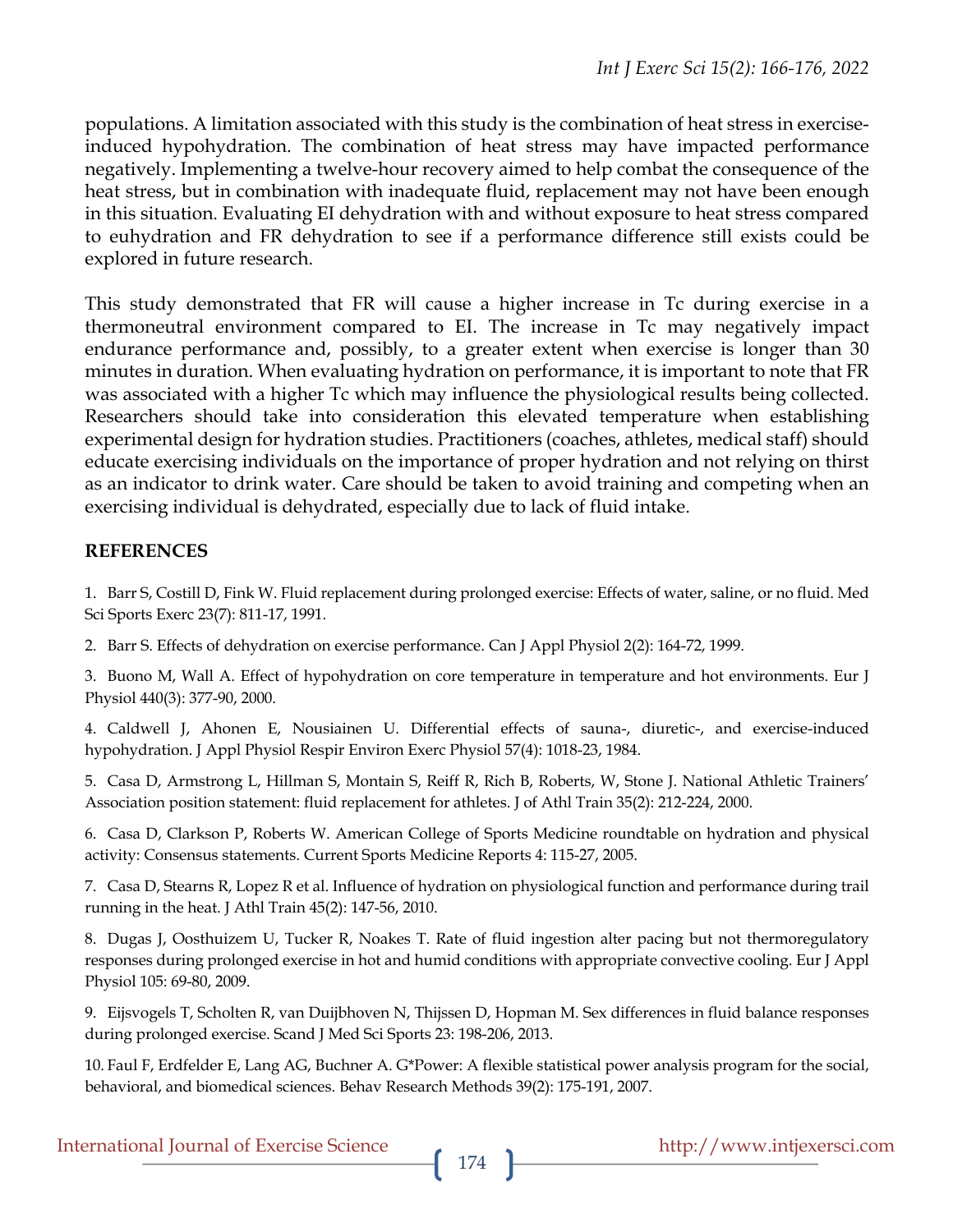populations. A limitation associated with this study is the combination of heat stress in exercise-induced hypohydration. The combination of heat stress may have impacted performance negatively. Implementing a twelve-hour recovery aimed to help combat the consequence of the heat stress, but in combination with inadequate fluid, replacement may not have been enough in this situation. Evaluating EI dehydration with and without exposure to heat stress compared to euhydration and FR dehydration to see if a performance difference still exists could be explored in future research.

This study demonstrated that FR will cause a higher increase in Tc during exercise in a thermoneutral environment compared to EI. The increase in Tc may negatively impact endurance performance and, possibly, to a greater extent when exercise is longer than 30 minutes in duration. When evaluating hydration on performance, it is important to note that FR was associated with a higher Tc which may influence the physiological results being collected. Researchers should take into consideration this elevated temperature when establishing experimental design for hydration studies. Practitioners (coaches, athletes, medical staff) should educate exercising individuals on the importance of proper hydration and not relying on thirst as an indicator to drink water. Care should be taken to avoid training and competing when an exercising individual is dehydrated, especially due to lack of fluid intake.

## REFERENCES

1. Barr S, Costill D, Fink W. Fluid replacement during prolonged exercise: Effects of water, saline, or no fluid. Med Sci Sports Exerc 23(7): 811-17, 1991.

2. Barr S. Effects of dehydration on exercise performance. Can J Appl Physiol 2(2): 164-72, 1999.

3. Buono M, Wall A. Effect of hypohydration on core temperature in temperature and hot environments. Eur J Physiol 440(3): 377-90, 2000.

4. Caldwell J, Ahonen E, Nousiainen U. Differential effects of sauna-, diuretic-, and exercise-induced hypohydration. J Appl Physiol Respir Environ Exerc Physiol 57(4): 1018-23, 1984.

5. Casa D, Armstrong L, Hillman S, Montain S, Reiff R, Rich B, Roberts, W, Stone J. National Athletic Trainers' Association position statement: fluid replacement for athletes. J of Athl Train 35(2): 212-224, 2000.

6. Casa D, Clarkson P, Roberts W. American College of Sports Medicine roundtable on hydration and physical activity: Consensus statements. Current Sports Medicine Reports 4: 115-27, 2005.

7. Casa D, Stearns R, Lopez R et al. Influence of hydration on physiological function and performance during trail running in the heat. J Athl Train 45(2): 147-56, 2010.

8. Dugas J, Oosthuizem U, Tucker R, Noakes T. Rate of fluid ingestion alter pacing but not thermoregulatory responses during prolonged exercise in hot and humid conditions with appropriate convective cooling. Eur J Appl Physiol 105: 69-80, 2009.

9. Eijsvogels T, Scholten R, van Duijbhoven N, Thijssen D, Hopman M. Sex differences in fluid balance responses during prolonged exercise. Scand J Med Sci Sports 23: 198-206, 2013.

10. Faul F, Erdfelder E, Lang AG, Buchner A. G*Power: A flexible statistical power analysis program for the social, behavioral, and biomedical sciences. Behav Research Methods 39(2): 175-191, 2007.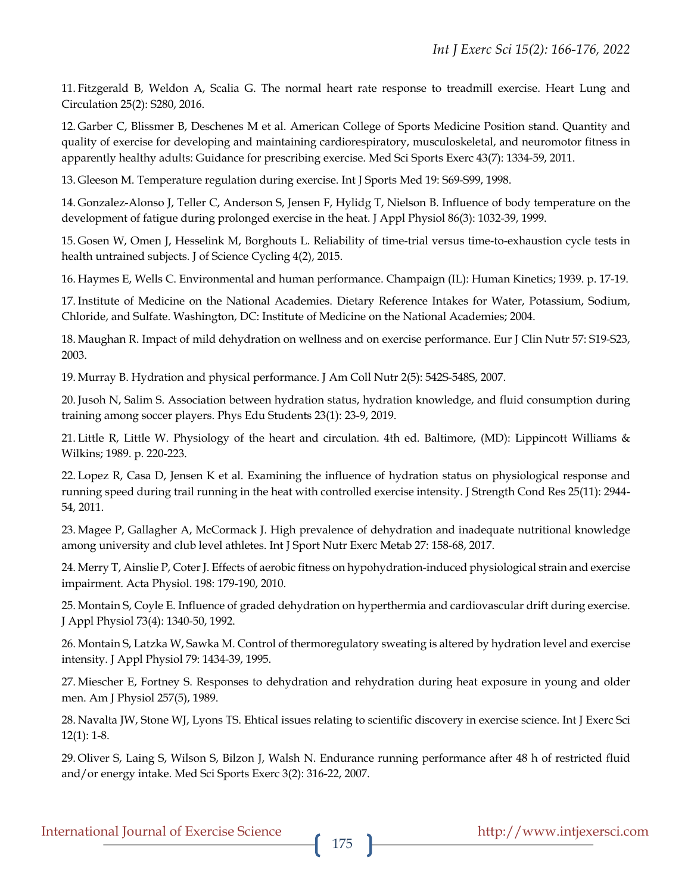11. Fitzgerald B, Weldon A, Scalia G. The normal heart rate response to treadmill exercise. Heart Lung and Circulation 25(2): S280, 2016.

12. Garber C, Blissmer B, Deschenes M et al. American College of Sports Medicine Position stand. Quantity and quality of exercise for developing and maintaining cardiorespiratory, musculoskeletal, and neuromotor fitness in apparently healthy adults: Guidance for prescribing exercise. Med Sci Sports Exerc 43(7): 1334-59, 2011.

13. Gleeson M. Temperature regulation during exercise. Int J Sports Med 19: S69-S99, 1998.

14. Gonzalez-Alonso J, Teller C, Anderson S, Jensen F, Hylidg T, Nielson B. Influence of body temperature on the development of fatigue during prolonged exercise in the heat. J Appl Physiol 86(3): 1032-39, 1999.

15. Gosen W, Omen J, Hesselink M, Borghouts L. Reliability of time-trial versus time-to-exhaustion cycle tests in health untrained subjects. J of Science Cycling 4(2), 2015.

16. Haymes E, Wells C. Environmental and human performance. Champaign (IL): Human Kinetics; 1939. p. 17-19.

17. Institute of Medicine on the National Academies. Dietary Reference Intakes for Water, Potassium, Sodium, Chloride, and Sulfate. Washington, DC: Institute of Medicine on the National Academies; 2004.

18. Maughan R. Impact of mild dehydration on wellness and on exercise performance. Eur J Clin Nutr 57: S19-S23, 2003.

19. Murray B. Hydration and physical performance. J Am Coll Nutr 2(5): 542S-548S, 2007.

20. Jusoh N, Salim S. Association between hydration status, hydration knowledge, and fluid consumption during training among soccer players. Phys Edu Students 23(1): 23-9, 2019.

21. Little R, Little W. Physiology of the heart and circulation. 4th ed. Baltimore, (MD): Lippincott Williams & Wilkins; 1989. p. 220-223.

22. Lopez R, Casa D, Jensen K et al. Examining the influence of hydration status on physiological response and running speed during trail running in the heat with controlled exercise intensity. J Strength Cond Res 25(11): 2944-54, 2011.

23. Magee P, Gallagher A, McCormack J. High prevalence of dehydration and inadequate nutritional knowledge among university and club level athletes. Int J Sport Nutr Exerc Metab 27: 158-68, 2017.

24. Merry T, Ainslie P, Coter J. Effects of aerobic fitness on hypohydration-induced physiological strain and exercise impairment. Acta Physiol. 198: 179-190, 2010.

25. Montain S, Coyle E. Influence of graded dehydration on hyperthermia and cardiovascular drift during exercise. J Appl Physiol 73(4): 1340-50, 1992.

26. Montain S, Latzka W, Sawka M. Control of thermoregulatory sweating is altered by hydration level and exercise intensity. J Appl Physiol 79: 1434-39, 1995.

27. Miescher E, Fortney S. Responses to dehydration and rehydration during heat exposure in young and older men. Am J Physiol 257(5), 1989.

28. Navalta JW, Stone WJ, Lyons TS. Ehtical issues relating to scientific discovery in exercise science. Int J Exerc Sci 12(1): 1-8.

29. Oliver S, Laing S, Wilson S, Bilzon J, Walsh N. Endurance running performance after 48 h of restricted fluid and/or energy intake. Med Sci Sports Exerc 3(2): 316-22, 2007.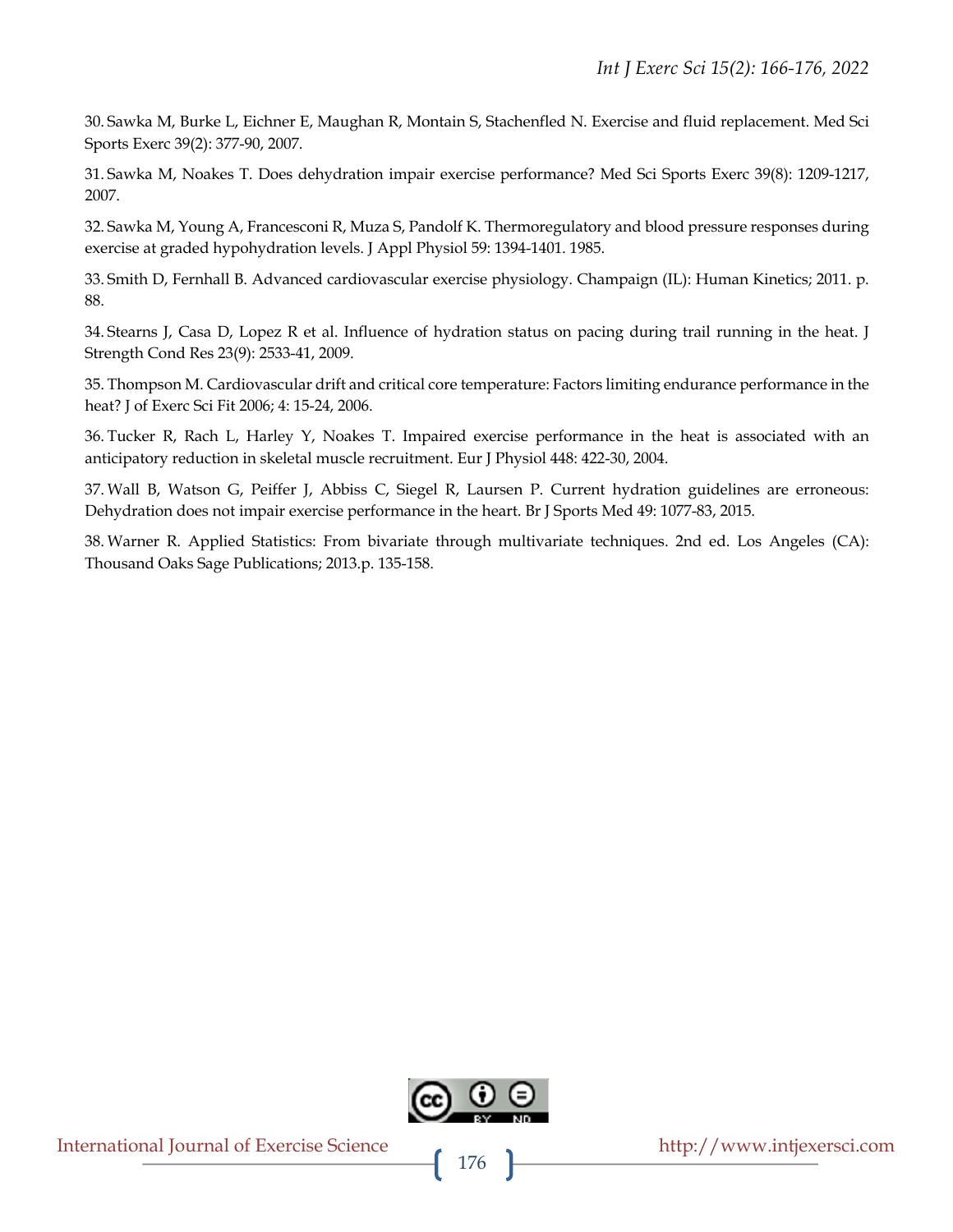30. Sawka M, Burke L, Eichner E, Maughan R, Montain S, Stachenfled N. Exercise and fluid replacement. Med Sci Sports Exerc 39(2): 377-90, 2007.

31. Sawka M, Noakes T. Does dehydration impair exercise performance? Med Sci Sports Exerc 39(8): 1209-1217, 2007.

32. Sawka M, Young A, Francesconi R, Muza S, Pandolf K. Thermoregulatory and blood pressure responses during exercise at graded hypohydration levels. J Appl Physiol 59: 1394-1401. 1985.

33. Smith D, Fernhall B. Advanced cardiovascular exercise physiology. Champaign (IL): Human Kinetics; 2011. p. 88.

34. Stearns J, Casa D, Lopez R et al. Influence of hydration status on pacing during trail running in the heat. J Strength Cond Res 23(9): 2533-41, 2009.

35. Thompson M. Cardiovascular drift and critical core temperature: Factors limiting endurance performance in the heat? J of Exerc Sci Fit 2006; 4: 15-24, 2006.

36. Tucker R, Rach L, Harley Y, Noakes T. Impaired exercise performance in the heat is associated with an anticipatory reduction in skeletal muscle recruitment. Eur J Physiol 448: 422-30, 2004.

37. Wall B, Watson G, Peiffer J, Abbiss C, Siegel R, Laursen P. Current hydration guidelines are erroneous: Dehydration does not impair exercise performance in the heart. Br J Sports Med 49: 1077-83, 2015.

38. Warner R. Applied Statistics: From bivariate through multivariate techniques. 2nd ed. Los Angeles (CA): Thousand Oaks Sage Publications; 2013.p. 135-158.